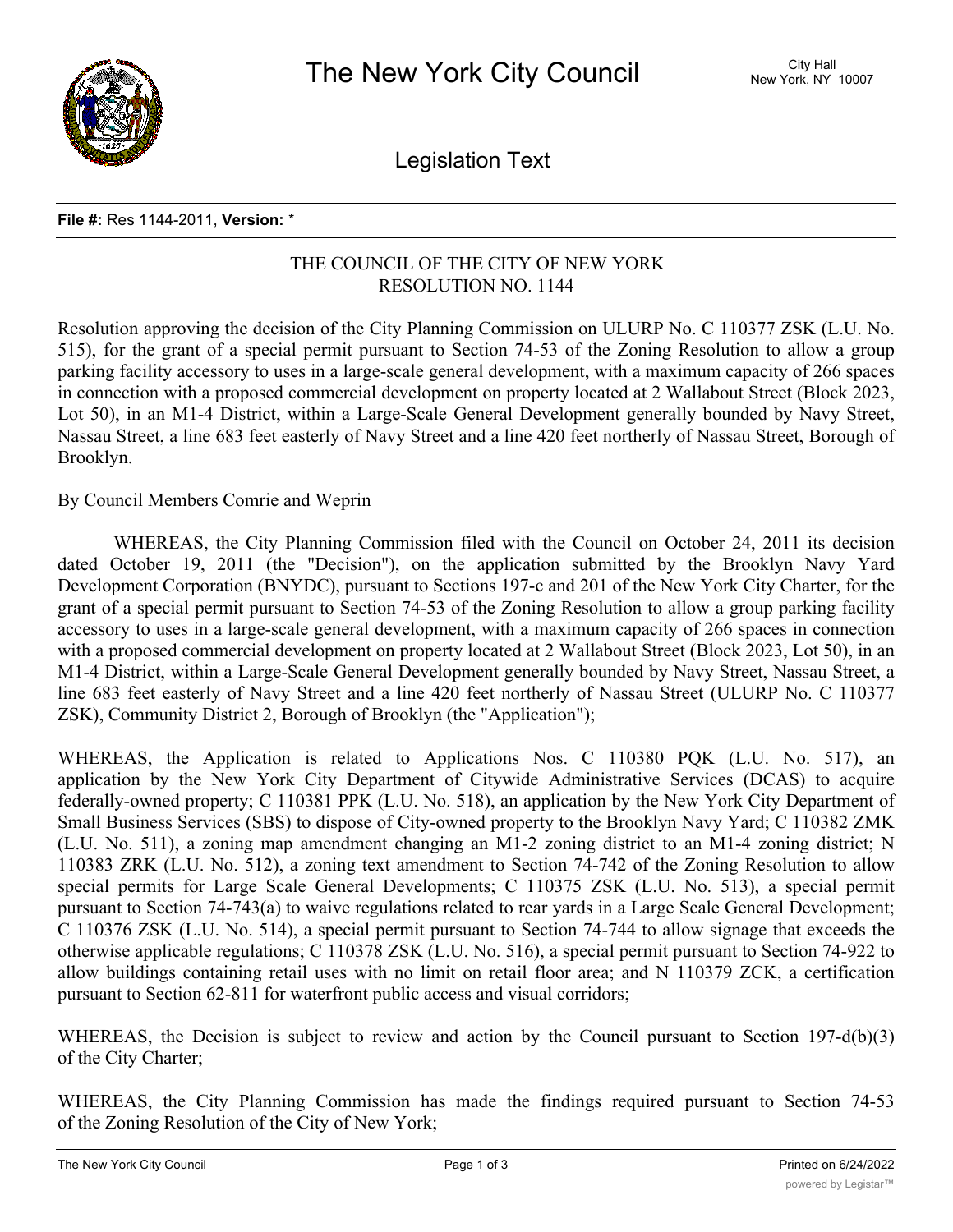# The New York City Council

City Hall
New York, NY 10007

## Legislation Text

**File #:** Res 1144-2011, **Version:** *

THE COUNCIL OF THE CITY OF NEW YORK
RESOLUTION NO. 1144

Resolution approving the decision of the City Planning Commission on ULURP No. C 110377 ZSK (L.U. No. 515), for the grant of a special permit pursuant to Section 74-53 of the Zoning Resolution to allow a group parking facility accessory to uses in a large-scale general development, with a maximum capacity of 266 spaces in connection with a proposed commercial development on property located at 2 Wallabout Street (Block 2023, Lot 50), in an M1-4 District, within a Large-Scale General Development generally bounded by Navy Street, Nassau Street, a line 683 feet easterly of Navy Street and a line 420 feet northerly of Nassau Street, Borough of Brooklyn.

By Council Members Comrie and Weprin

WHEREAS, the City Planning Commission filed with the Council on October 24, 2011 its decision dated October 19, 2011 (the "Decision"), on the application submitted by the Brooklyn Navy Yard Development Corporation (BNYDC), pursuant to Sections 197-c and 201 of the New York City Charter, for the grant of a special permit pursuant to Section 74-53 of the Zoning Resolution to allow a group parking facility accessory to uses in a large-scale general development, with a maximum capacity of 266 spaces in connection with a proposed commercial development on property located at 2 Wallabout Street (Block 2023, Lot 50), in an M1-4 District, within a Large-Scale General Development generally bounded by Navy Street, Nassau Street, a line 683 feet easterly of Navy Street and a line 420 feet northerly of Nassau Street (ULURP No. C 110377 ZSK), Community District 2, Borough of Brooklyn (the "Application");

WHEREAS, the Application is related to Applications Nos. C 110380 PQK (L.U. No. 517), an application by the New York City Department of Citywide Administrative Services (DCAS) to acquire federally-owned property; C 110381 PPK (L.U. No. 518), an application by the New York City Department of Small Business Services (SBS) to dispose of City-owned property to the Brooklyn Navy Yard; C 110382 ZMK (L.U. No. 511), a zoning map amendment changing an M1-2 zoning district to an M1-4 zoning district; N 110383 ZRK (L.U. No. 512), a zoning text amendment to Section 74-742 of the Zoning Resolution to allow special permits for Large Scale General Developments; C 110375 ZSK (L.U. No. 513), a special permit pursuant to Section 74-743(a) to waive regulations related to rear yards in a Large Scale General Development; C 110376 ZSK (L.U. No. 514), a special permit pursuant to Section 74-744 to allow signage that exceeds the otherwise applicable regulations; C 110378 ZSK (L.U. No. 516), a special permit pursuant to Section 74-922 to allow buildings containing retail uses with no limit on retail floor area; and N 110379 ZCK, a certification pursuant to Section 62-811 for waterfront public access and visual corridors;

WHEREAS, the Decision is subject to review and action by the Council pursuant to Section 197-d(b)(3) of the City Charter;

WHEREAS, the City Planning Commission has made the findings required pursuant to Section 74-53 of the Zoning Resolution of the City of New York;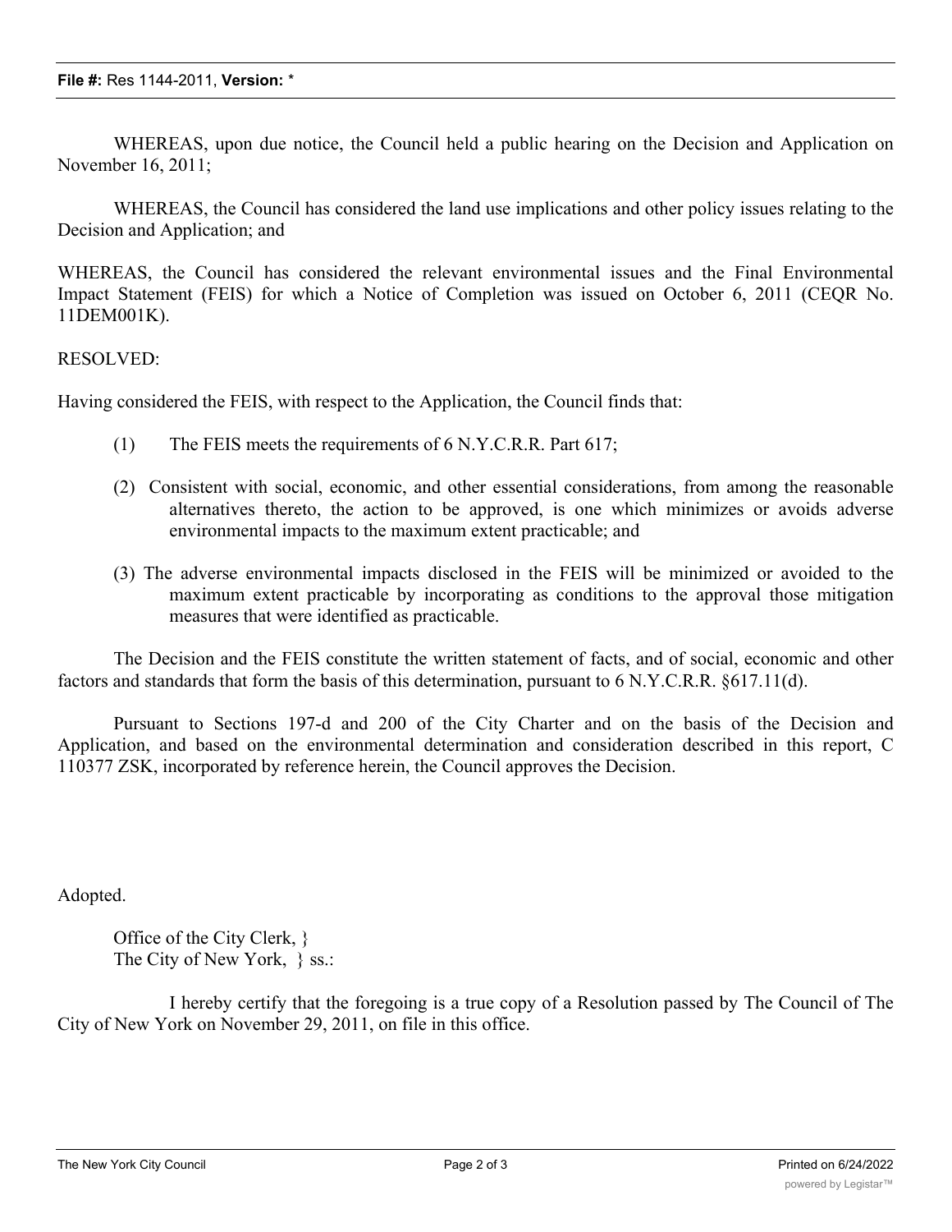WHEREAS, upon due notice, the Council held a public hearing on the Decision and Application on November 16, 2011;

WHEREAS, the Council has considered the land use implications and other policy issues relating to the Decision and Application; and

WHEREAS, the Council has considered the relevant environmental issues and the Final Environmental Impact Statement (FEIS) for which a Notice of Completion was issued on October 6, 2011 (CEQR No. 11DEM001K).

RESOLVED:

Having considered the FEIS, with respect to the Application, the Council finds that:

(1) The FEIS meets the requirements of 6 N.Y.C.R.R. Part 617;

(2) Consistent with social, economic, and other essential considerations, from among the reasonable alternatives thereto, the action to be approved, is one which minimizes or avoids adverse environmental impacts to the maximum extent practicable; and

(3) The adverse environmental impacts disclosed in the FEIS will be minimized or avoided to the maximum extent practicable by incorporating as conditions to the approval those mitigation measures that were identified as practicable.

The Decision and the FEIS constitute the written statement of facts, and of social, economic and other factors and standards that form the basis of this determination, pursuant to 6 N.Y.C.R.R. §617.11(d).

Pursuant to Sections 197-d and 200 of the City Charter and on the basis of the Decision and Application, and based on the environmental determination and consideration described in this report, C 110377 ZSK, incorporated by reference herein, the Council approves the Decision.

Adopted.

Office of the City Clerk, }
The City of New York, } ss.:

I hereby certify that the foregoing is a true copy of a Resolution passed by The Council of The City of New York on November 29, 2011, on file in this office.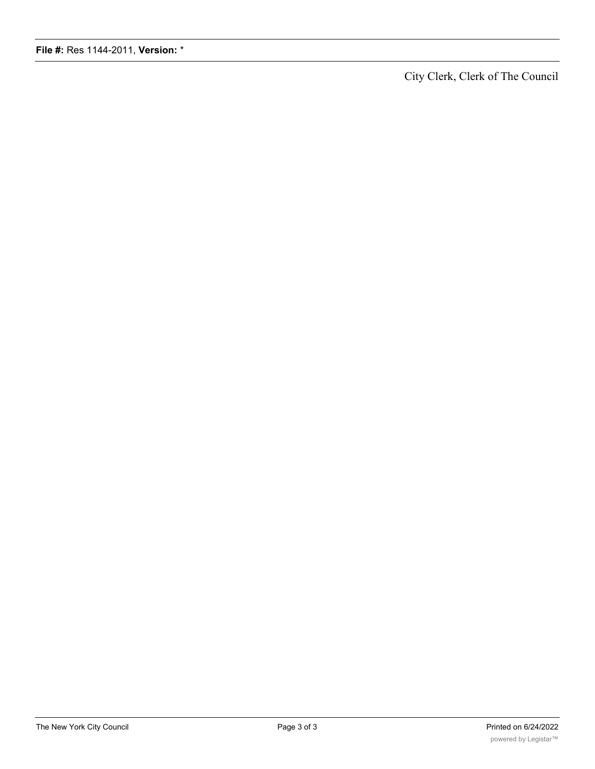City Clerk, Clerk of The Council